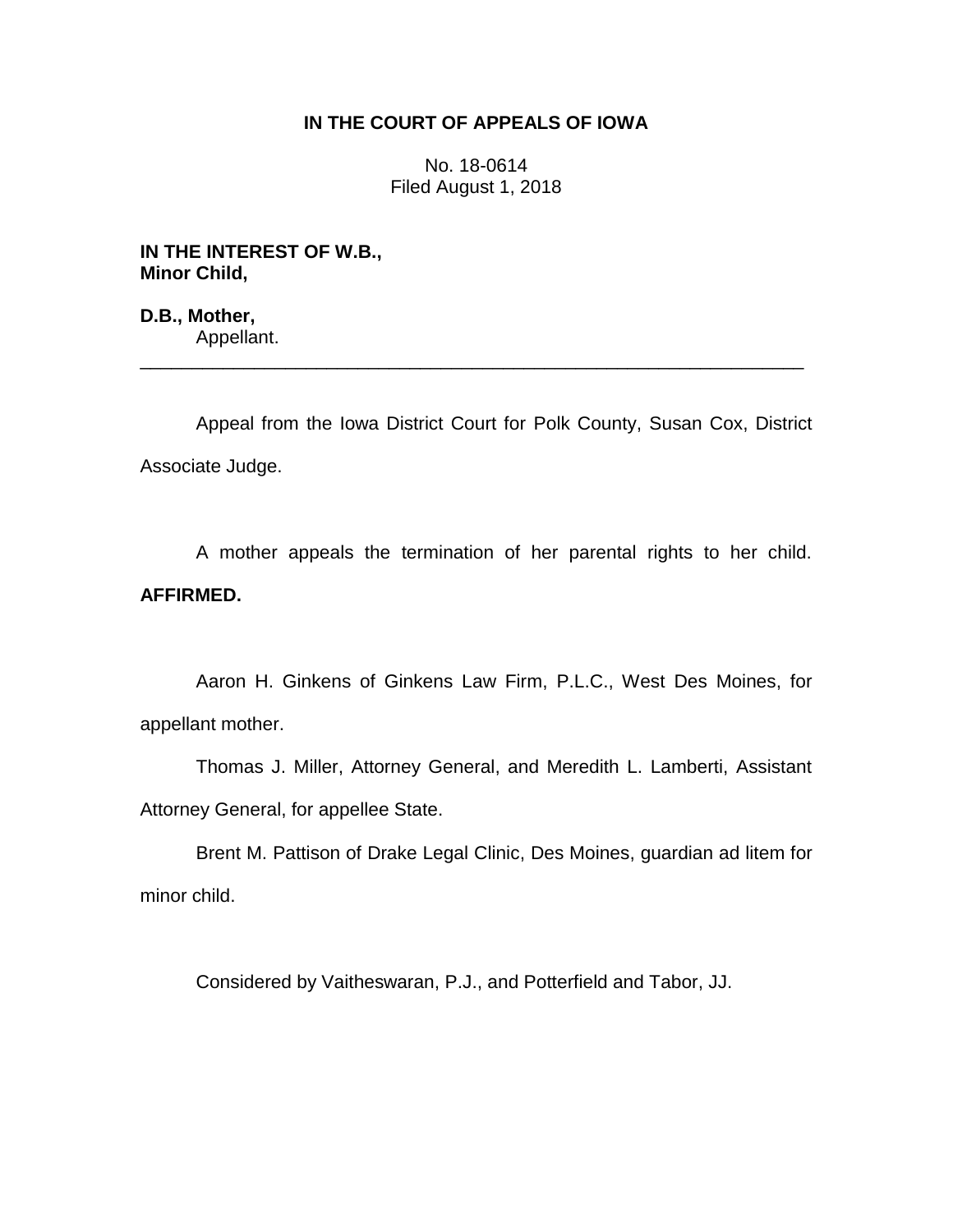**IN THE COURT OF APPEALS OF IOWA**

No. 18-0614
Filed August 1, 2018

**IN THE INTEREST OF W.B.,**
**Minor Child,**

**D.B., Mother,**
Appellant.

---

Appeal from the Iowa District Court for Polk County, Susan Cox, District Associate Judge.

A mother appeals the termination of her parental rights to her child. **AFFIRMED.**

Aaron H. Ginkens of Ginkens Law Firm, P.L.C., West Des Moines, for appellant mother.

Thomas J. Miller, Attorney General, and Meredith L. Lamberti, Assistant Attorney General, for appellee State.

Brent M. Pattison of Drake Legal Clinic, Des Moines, guardian ad litem for minor child.

Considered by Vaitheswaran, P.J., and Potterfield and Tabor, JJ.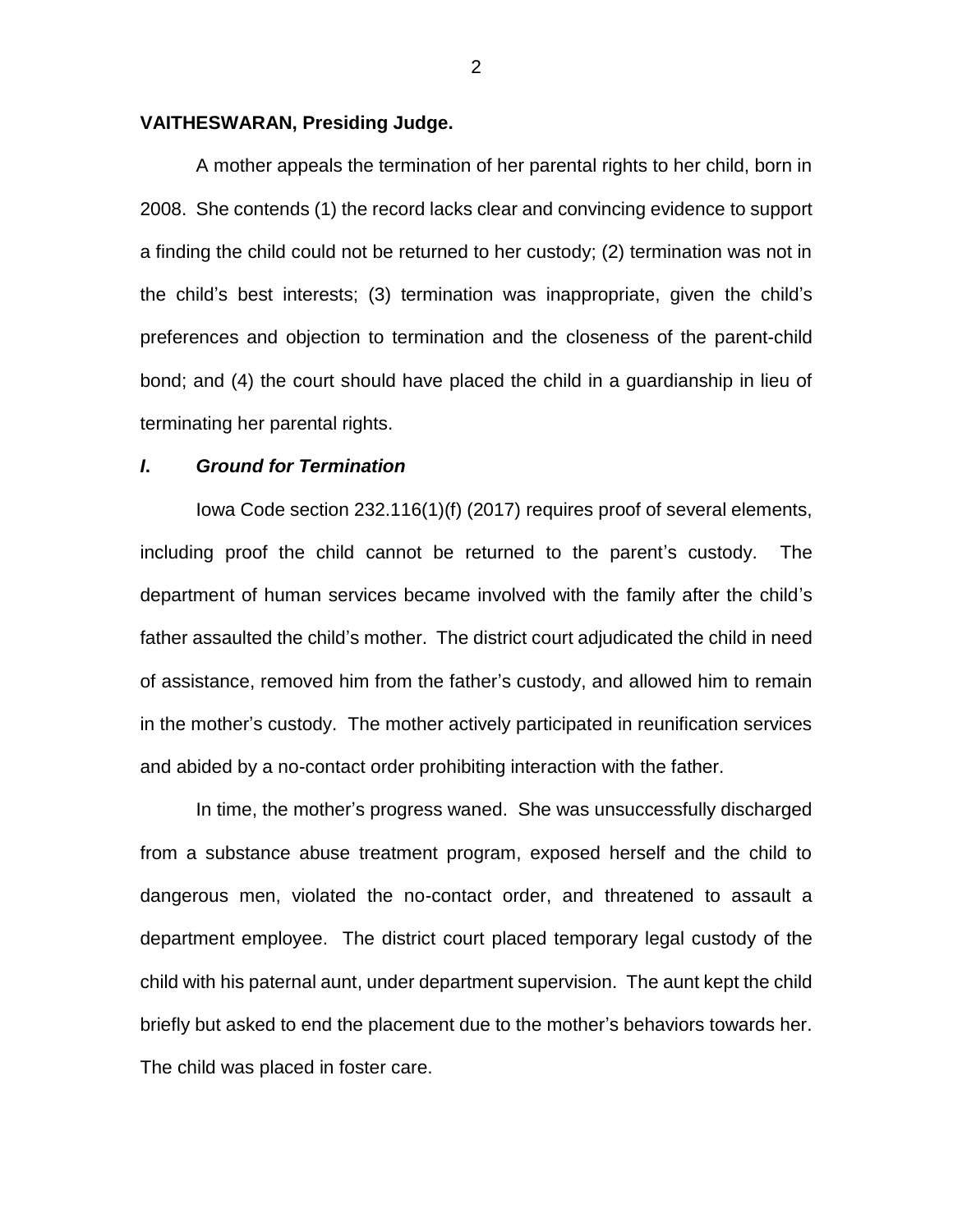**VAITHESWARAN, Presiding Judge.**

A mother appeals the termination of her parental rights to her child, born in 2008. She contends (1) the record lacks clear and convincing evidence to support a finding the child could not be returned to her custody; (2) termination was not in the child's best interests; (3) termination was inappropriate, given the child's preferences and objection to termination and the closeness of the parent-child bond; and (4) the court should have placed the child in a guardianship in lieu of terminating her parental rights.

## *I. Ground for Termination*

Iowa Code section 232.116(1)(f) (2017) requires proof of several elements, including proof the child cannot be returned to the parent's custody. The department of human services became involved with the family after the child's father assaulted the child's mother. The district court adjudicated the child in need of assistance, removed him from the father's custody, and allowed him to remain in the mother's custody. The mother actively participated in reunification services and abided by a no-contact order prohibiting interaction with the father.

In time, the mother's progress waned. She was unsuccessfully discharged from a substance abuse treatment program, exposed herself and the child to dangerous men, violated the no-contact order, and threatened to assault a department employee. The district court placed temporary legal custody of the child with his paternal aunt, under department supervision. The aunt kept the child briefly but asked to end the placement due to the mother's behaviors towards her. The child was placed in foster care.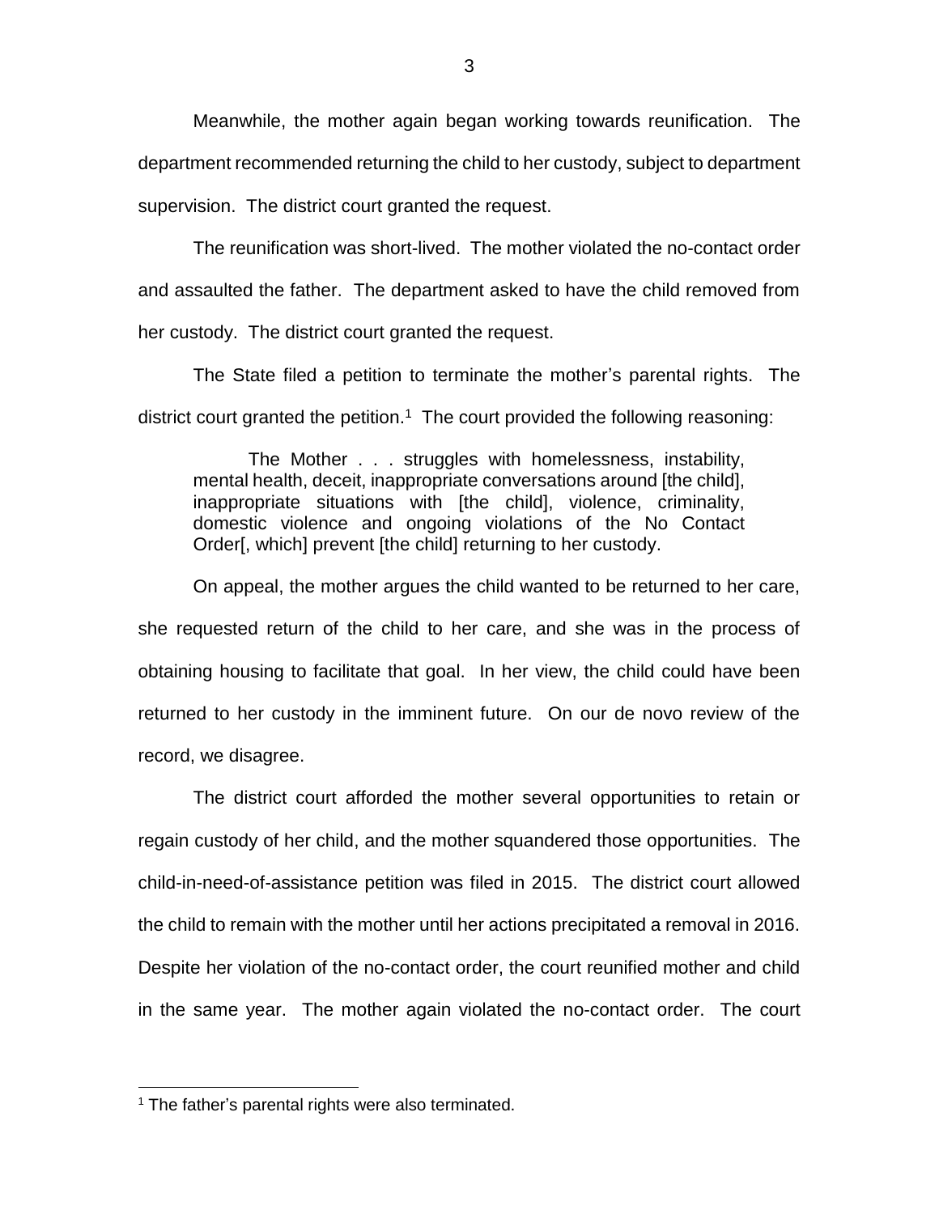Meanwhile, the mother again began working towards reunification. The department recommended returning the child to her custody, subject to department supervision. The district court granted the request.

The reunification was short-lived. The mother violated the no-contact order and assaulted the father. The department asked to have the child removed from her custody. The district court granted the request.

The State filed a petition to terminate the mother's parental rights. The district court granted the petition.[1] The court provided the following reasoning:

> The Mother . . . struggles with homelessness, instability, mental health, deceit, inappropriate conversations around [the child], inappropriate situations with [the child], violence, criminality, domestic violence and ongoing violations of the No Contact Order[, which] prevent [the child] returning to her custody.

On appeal, the mother argues the child wanted to be returned to her care, she requested return of the child to her care, and she was in the process of obtaining housing to facilitate that goal. In her view, the child could have been returned to her custody in the imminent future. On our de novo review of the record, we disagree.

The district court afforded the mother several opportunities to retain or regain custody of her child, and the mother squandered those opportunities. The child-in-need-of-assistance petition was filed in 2015. The district court allowed the child to remain with the mother until her actions precipitated a removal in 2016. Despite her violation of the no-contact order, the court reunified mother and child in the same year. The mother again violated the no-contact order. The court

---

[1] The father's parental rights were also terminated.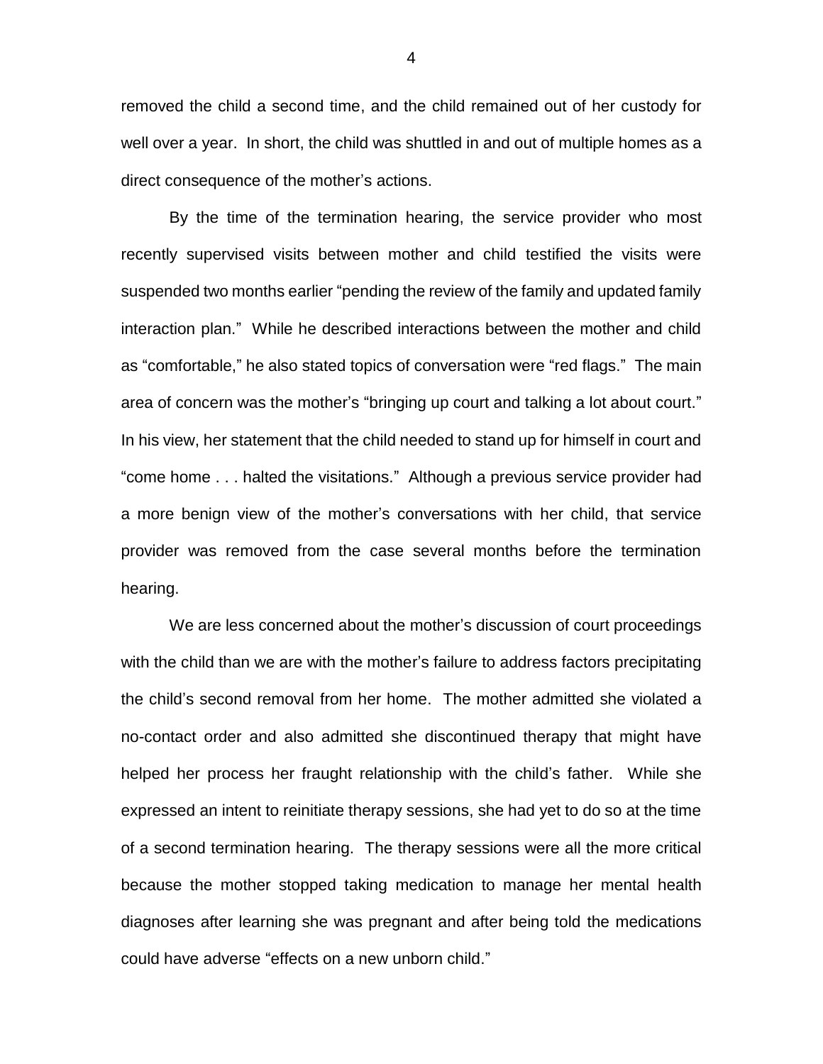removed the child a second time, and the child remained out of her custody for well over a year. In short, the child was shuttled in and out of multiple homes as a direct consequence of the mother's actions.

By the time of the termination hearing, the service provider who most recently supervised visits between mother and child testified the visits were suspended two months earlier "pending the review of the family and updated family interaction plan." While he described interactions between the mother and child as "comfortable," he also stated topics of conversation were "red flags." The main area of concern was the mother's "bringing up court and talking a lot about court." In his view, her statement that the child needed to stand up for himself in court and "come home . . . halted the visitations." Although a previous service provider had a more benign view of the mother's conversations with her child, that service provider was removed from the case several months before the termination hearing.

We are less concerned about the mother's discussion of court proceedings with the child than we are with the mother's failure to address factors precipitating the child's second removal from her home. The mother admitted she violated a no-contact order and also admitted she discontinued therapy that might have helped her process her fraught relationship with the child's father. While she expressed an intent to reinitiate therapy sessions, she had yet to do so at the time of a second termination hearing. The therapy sessions were all the more critical because the mother stopped taking medication to manage her mental health diagnoses after learning she was pregnant and after being told the medications could have adverse "effects on a new unborn child."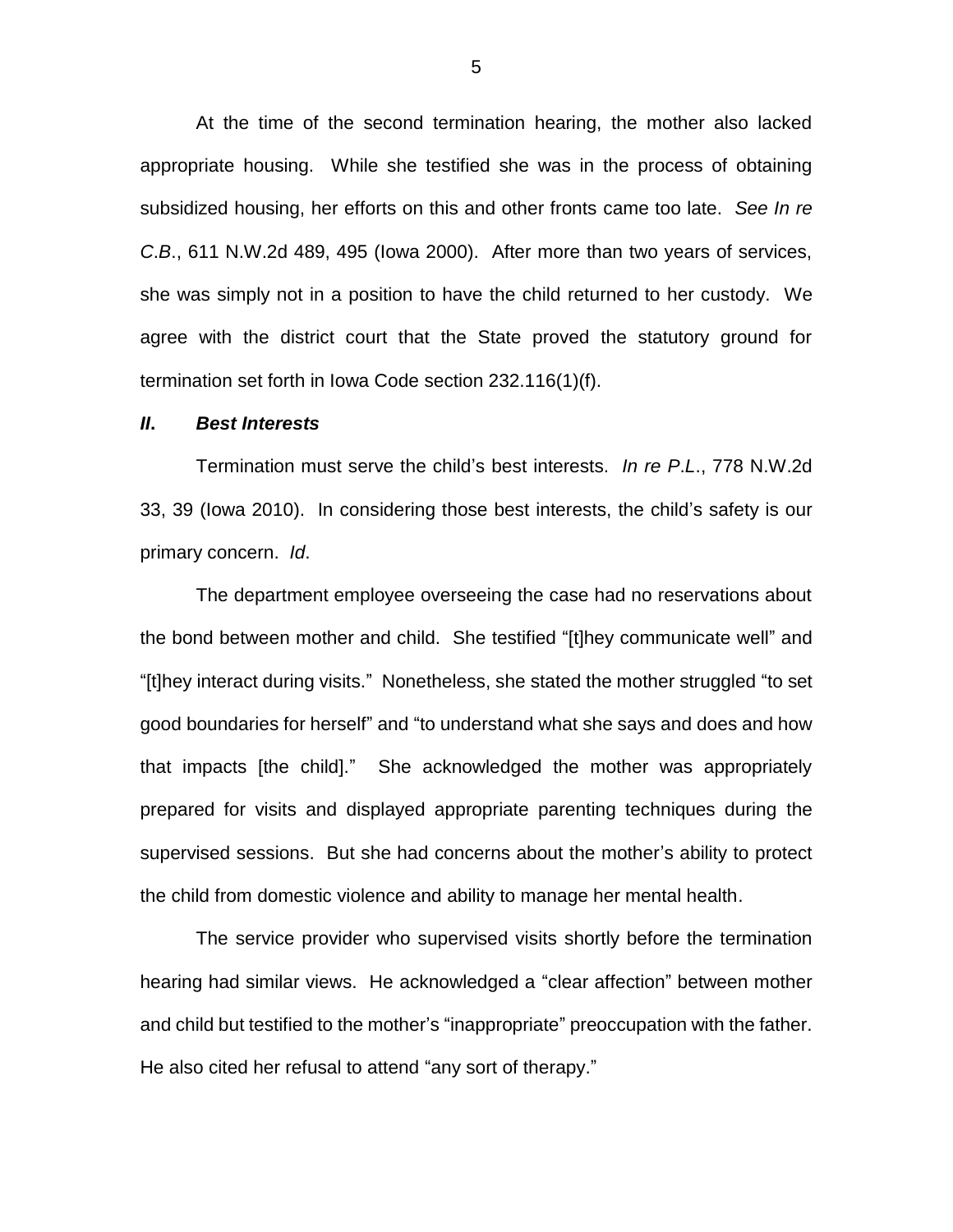At the time of the second termination hearing, the mother also lacked appropriate housing. While she testified she was in the process of obtaining subsidized housing, her efforts on this and other fronts came too late. *See In re C.B.*, 611 N.W.2d 489, 495 (Iowa 2000). After more than two years of services, she was simply not in a position to have the child returned to her custody. We agree with the district court that the State proved the statutory ground for termination set forth in Iowa Code section 232.116(1)(f).

### *II. Best Interests*

Termination must serve the child's best interests. *In re P.L.*, 778 N.W.2d 33, 39 (Iowa 2010). In considering those best interests, the child's safety is our primary concern. *Id*.

The department employee overseeing the case had no reservations about the bond between mother and child. She testified "[t]hey communicate well" and "[t]hey interact during visits." Nonetheless, she stated the mother struggled "to set good boundaries for herself" and "to understand what she says and does and how that impacts [the child]." She acknowledged the mother was appropriately prepared for visits and displayed appropriate parenting techniques during the supervised sessions. But she had concerns about the mother's ability to protect the child from domestic violence and ability to manage her mental health.

The service provider who supervised visits shortly before the termination hearing had similar views. He acknowledged a "clear affection" between mother and child but testified to the mother's "inappropriate" preoccupation with the father. He also cited her refusal to attend "any sort of therapy."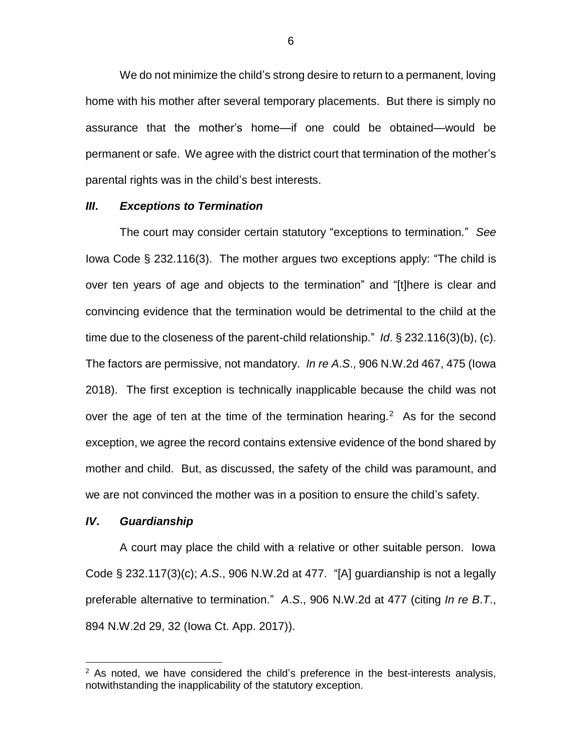We do not minimize the child's strong desire to return to a permanent, loving home with his mother after several temporary placements. But there is simply no assurance that the mother's home—if one could be obtained—would be permanent or safe. We agree with the district court that termination of the mother's parental rights was in the child's best interests.

### *III. Exceptions to Termination*

The court may consider certain statutory "exceptions to termination." *See* Iowa Code § 232.116(3). The mother argues two exceptions apply: "The child is over ten years of age and objects to the termination" and "[t]here is clear and convincing evidence that the termination would be detrimental to the child at the time due to the closeness of the parent-child relationship." *Id*. § 232.116(3)(b), (c). The factors are permissive, not mandatory. *In re A.S*., 906 N.W.2d 467, 475 (Iowa 2018). The first exception is technically inapplicable because the child was not over the age of ten at the time of the termination hearing.[2] As for the second exception, we agree the record contains extensive evidence of the bond shared by mother and child. But, as discussed, the safety of the child was paramount, and we are not convinced the mother was in a position to ensure the child's safety.

### *IV. Guardianship*

A court may place the child with a relative or other suitable person. Iowa Code § 232.117(3)(c); *A.S*., 906 N.W.2d at 477. "[A] guardianship is not a legally preferable alternative to termination." *A.S*., 906 N.W.2d at 477 (citing *In re B.T*., 894 N.W.2d 29, 32 (Iowa Ct. App. 2017)).

[2] As noted, we have considered the child's preference in the best-interests analysis, notwithstanding the inapplicability of the statutory exception.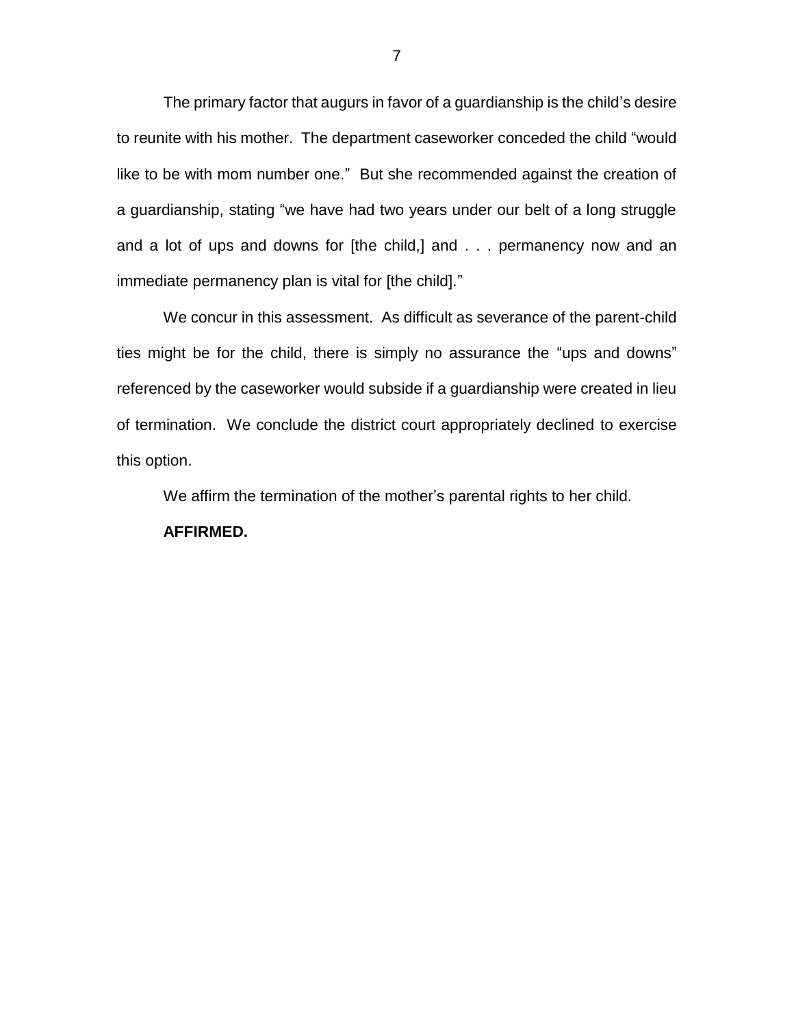The primary factor that augurs in favor of a guardianship is the child's desire to reunite with his mother. The department caseworker conceded the child "would like to be with mom number one." But she recommended against the creation of a guardianship, stating "we have had two years under our belt of a long struggle and a lot of ups and downs for [the child,] and . . . permanency now and an immediate permanency plan is vital for [the child]."

We concur in this assessment. As difficult as severance of the parent-child ties might be for the child, there is simply no assurance the "ups and downs" referenced by the caseworker would subside if a guardianship were created in lieu of termination. We conclude the district court appropriately declined to exercise this option.

We affirm the termination of the mother's parental rights to her child.

**AFFIRMED.**